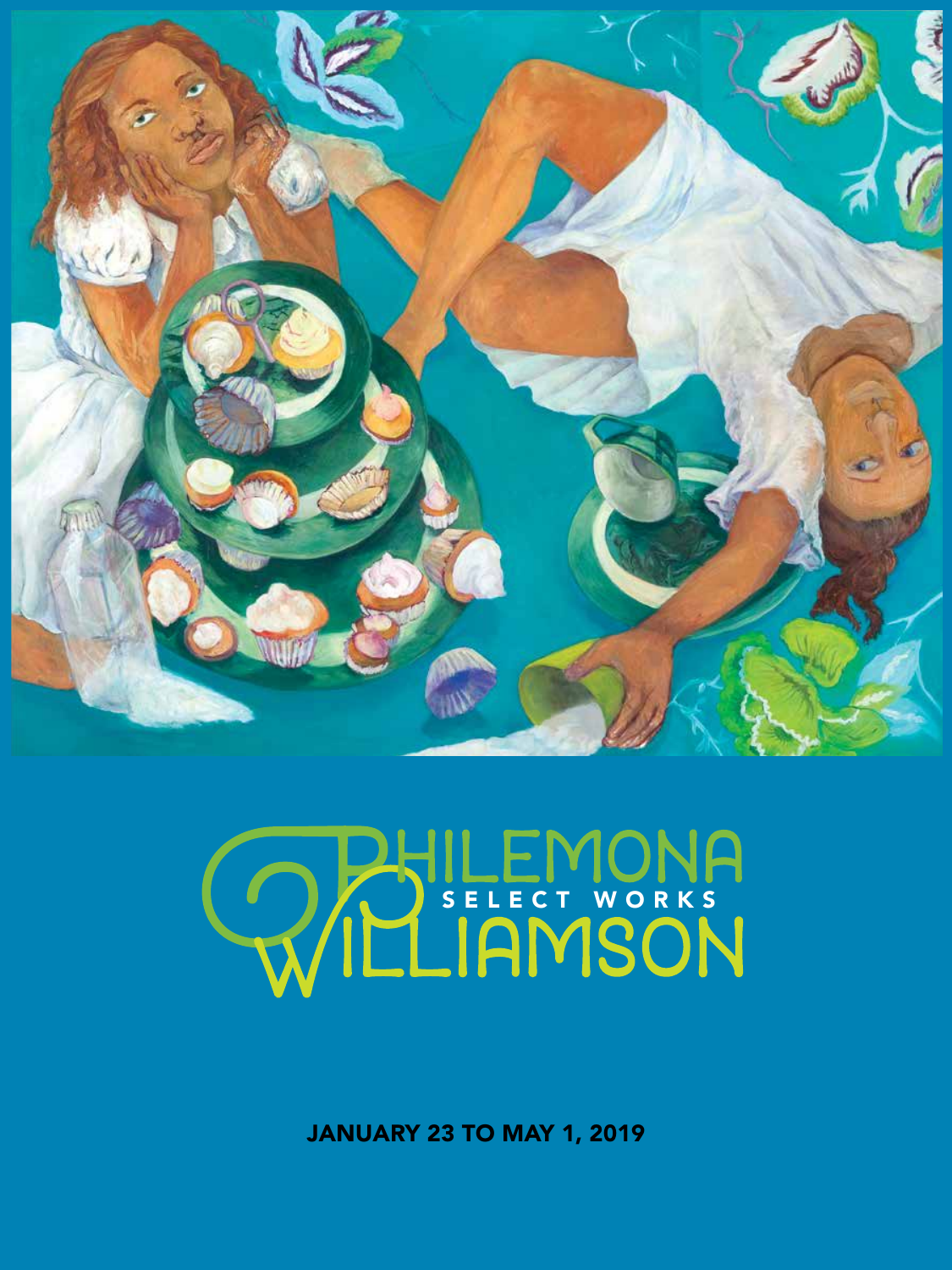# PHILEMONA WILLIAMSON

## SELECT WORKS

**JANUARY 23 TO MAY 1, 2019**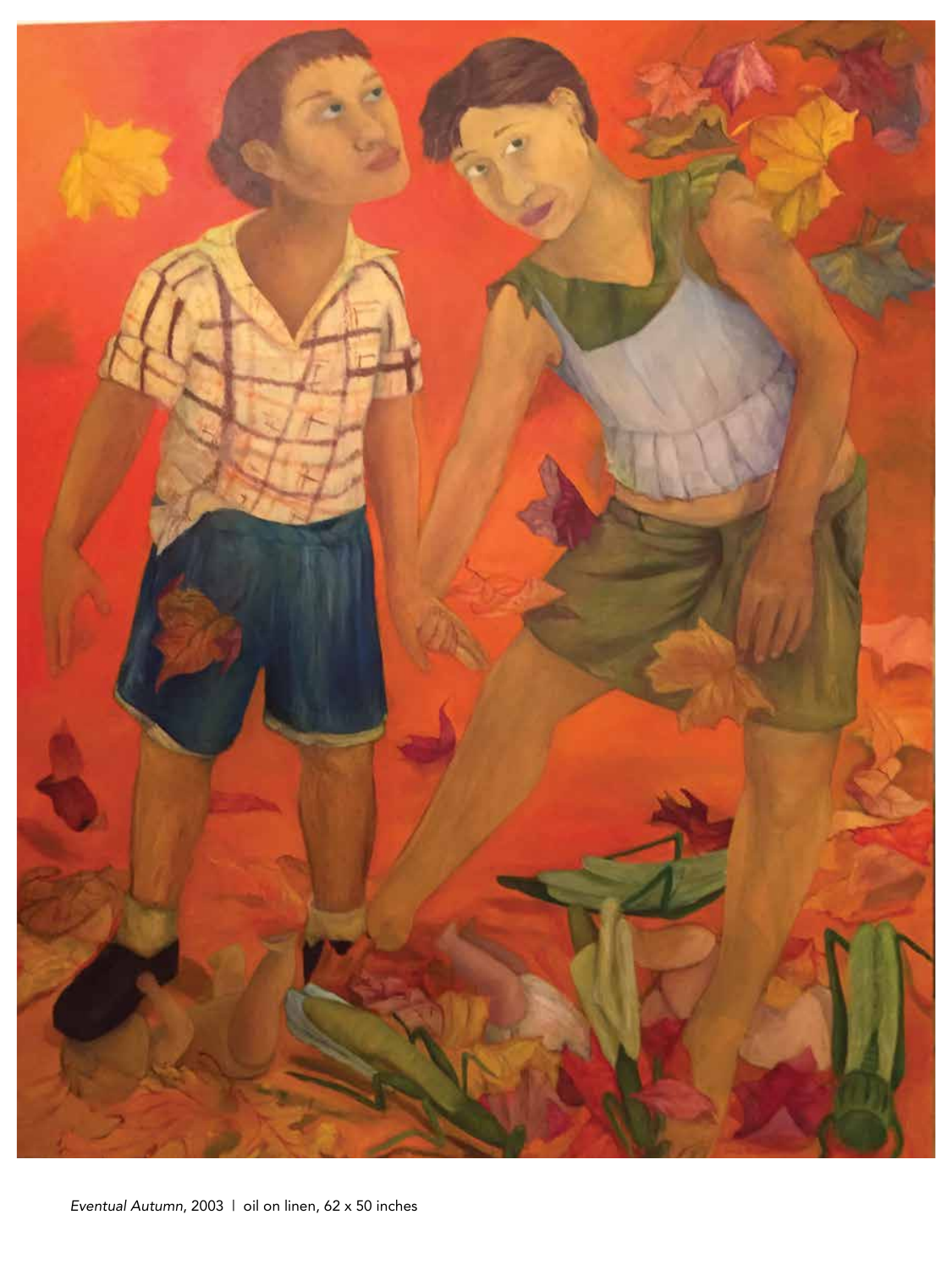*Eventual Autumn*, 2003 | oil on linen, 62 x 50 inches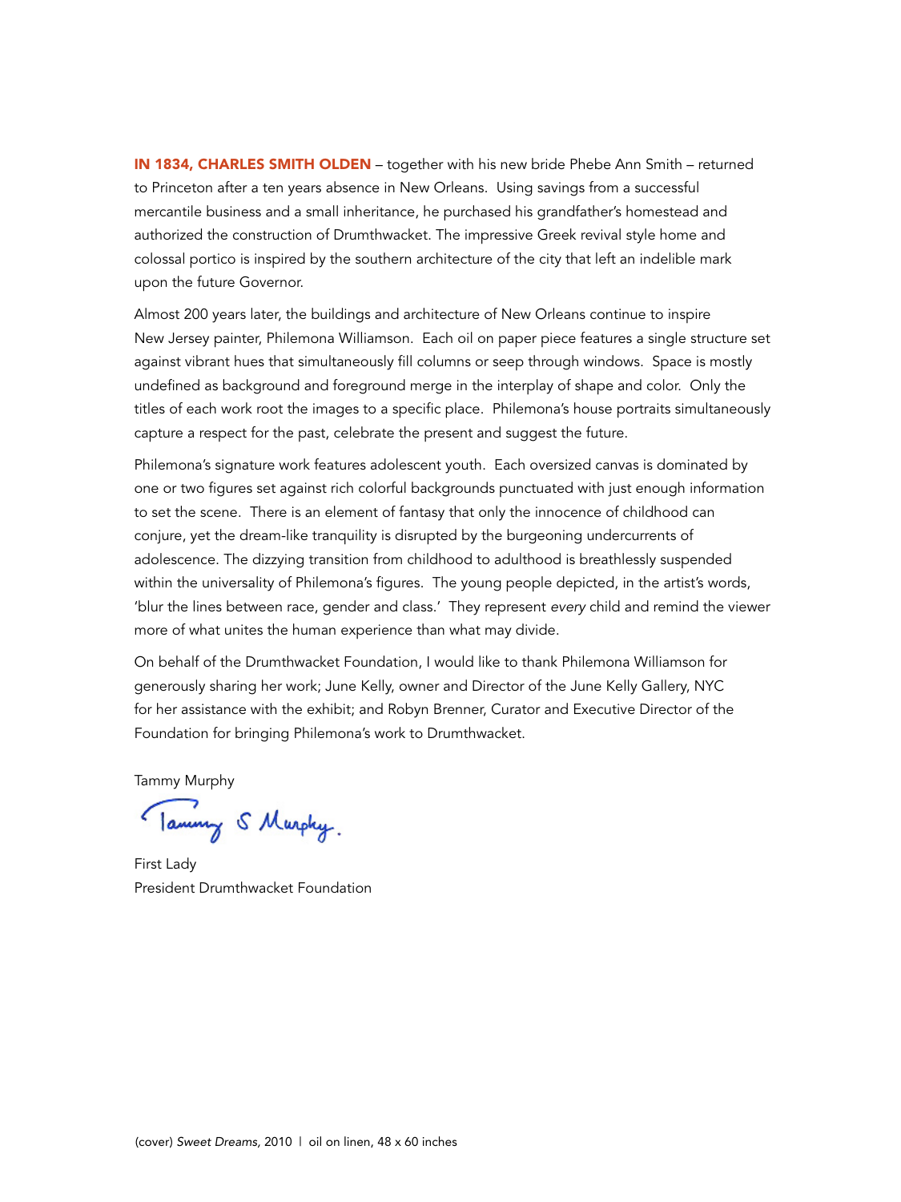**IN 1834, CHARLES SMITH OLDEN** – together with his new bride Phebe Ann Smith – returned to Princeton after a ten years absence in New Orleans. Using savings from a successful mercantile business and a small inheritance, he purchased his grandfather's homestead and authorized the construction of Drumthwacket. The impressive Greek revival style home and colossal portico is inspired by the southern architecture of the city that left an indelible mark upon the future Governor.

Almost 200 years later, the buildings and architecture of New Orleans continue to inspire New Jersey painter, Philemona Williamson. Each oil on paper piece features a single structure set against vibrant hues that simultaneously fill columns or seep through windows. Space is mostly undefined as background and foreground merge in the interplay of shape and color. Only the titles of each work root the images to a specific place. Philemona's house portraits simultaneously capture a respect for the past, celebrate the present and suggest the future.

Philemona's signature work features adolescent youth. Each oversized canvas is dominated by one or two figures set against rich colorful backgrounds punctuated with just enough information to set the scene. There is an element of fantasy that only the innocence of childhood can conjure, yet the dream-like tranquility is disrupted by the burgeoning undercurrents of adolescence. The dizzying transition from childhood to adulthood is breathlessly suspended within the universality of Philemona's figures. The young people depicted, in the artist's words, 'blur the lines between race, gender and class.' They represent *every* child and remind the viewer more of what unites the human experience than what may divide.

On behalf of the Drumthwacket Foundation, I would like to thank Philemona Williamson for generously sharing her work; June Kelly, owner and Director of the June Kelly Gallery, NYC for her assistance with the exhibit; and Robyn Brenner, Curator and Executive Director of the Foundation for bringing Philemona's work to Drumthwacket.

Tammy Murphy

Tammy S Murphy.

First Lady
President Drumthwacket Foundation

(cover) *Sweet Dreams*, 2010 | oil on linen, 48 x 60 inches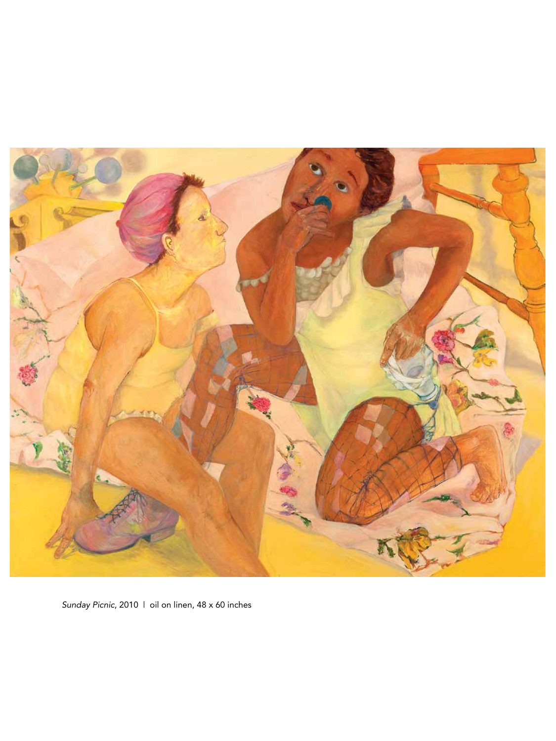*Sunday Picnic*, 2010 | oil on linen, 48 x 60 inches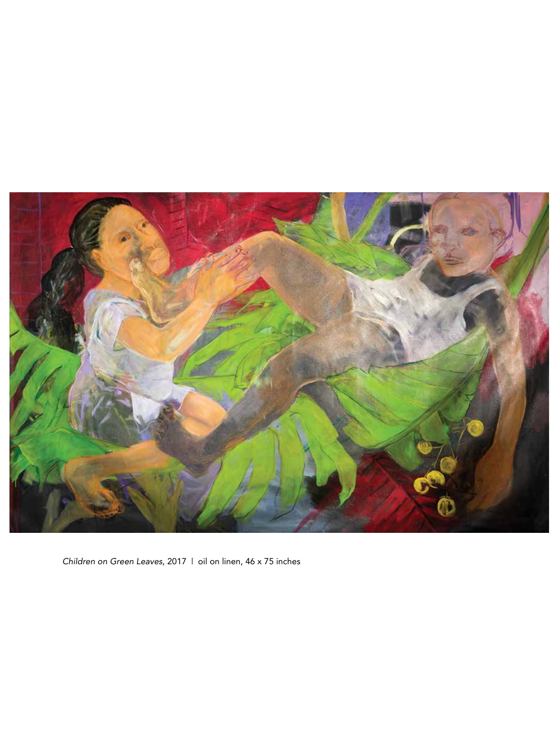*Children on Green Leaves*, 2017 | oil on linen, 46 x 75 inches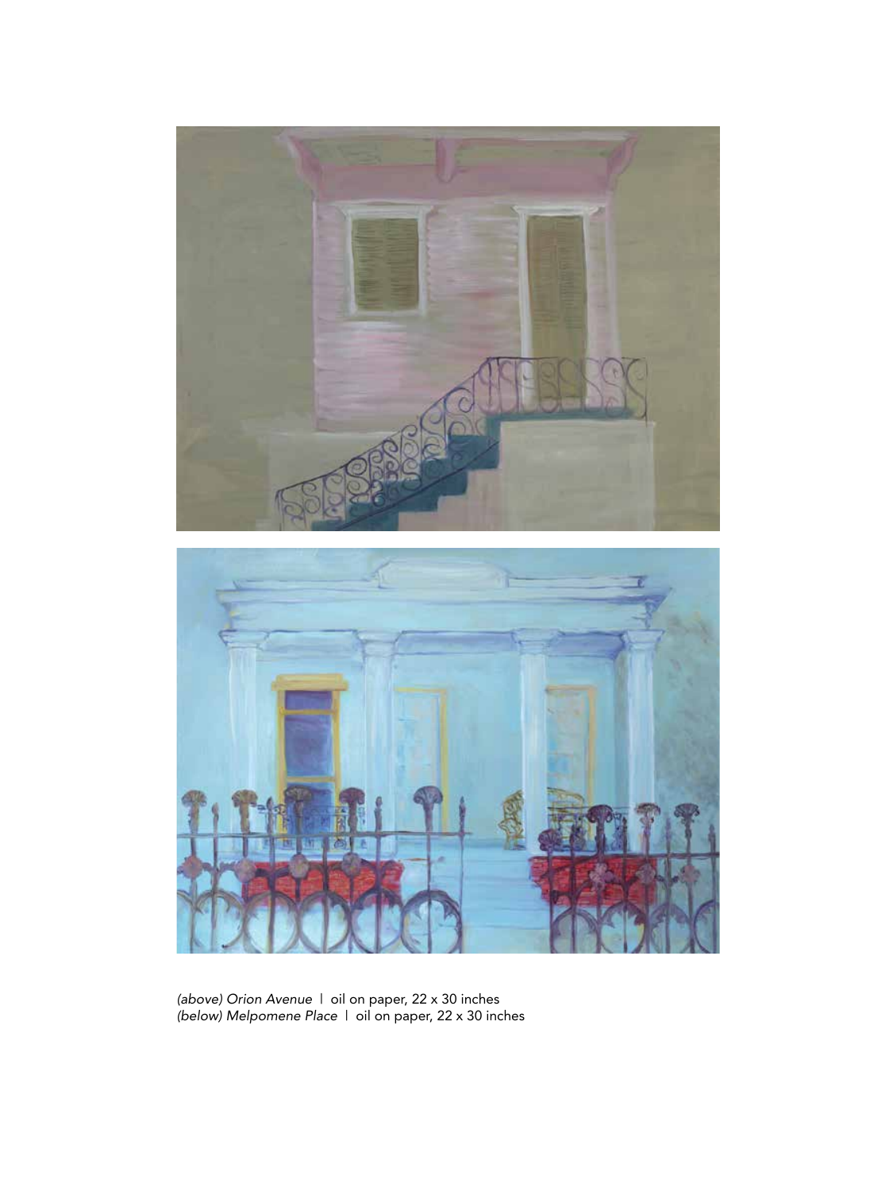*(above) Orion Avenue* | oil on paper, 22 x 30 inches
*(below) Melpomene Place* | oil on paper, 22 x 30 inches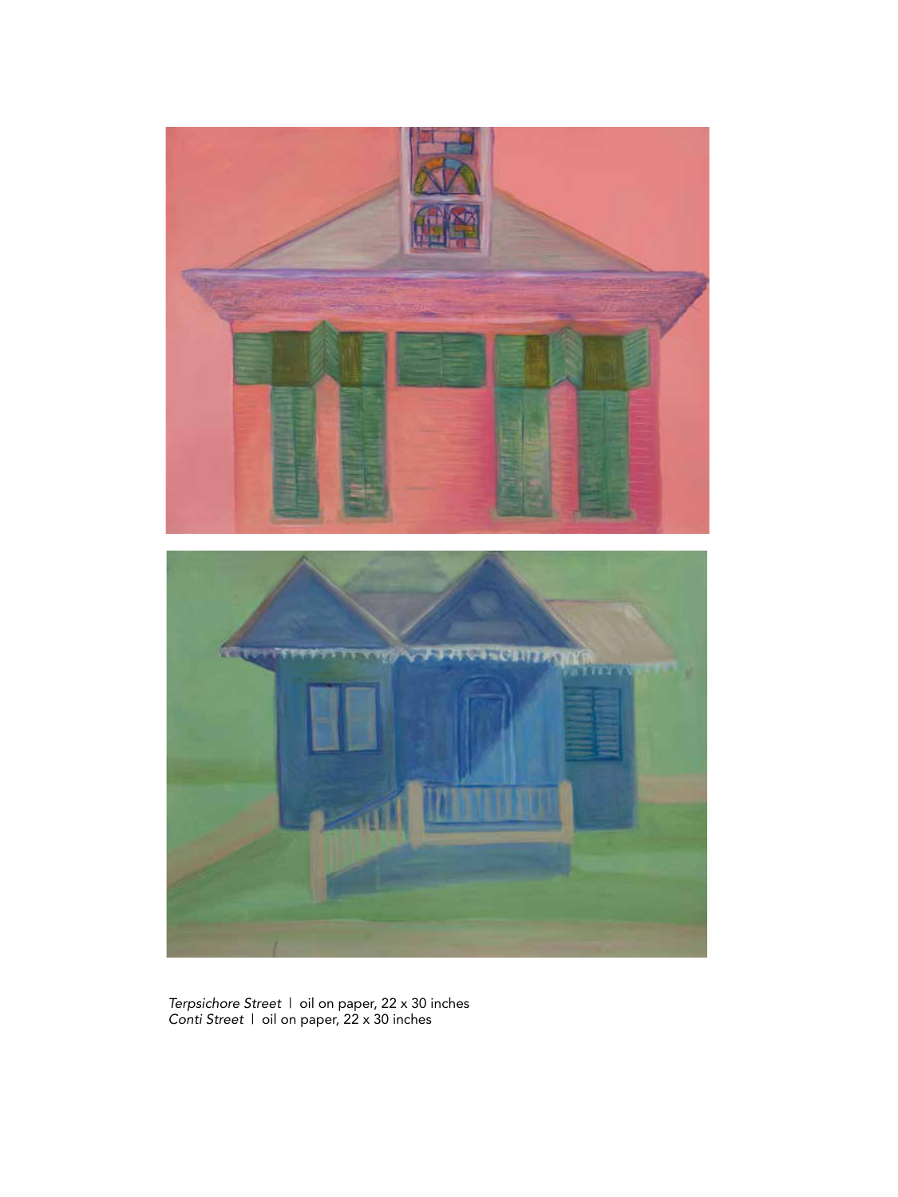*Terpsichore Street* | oil on paper, 22 x 30 inches
*Conti Street* | oil on paper, 22 x 30 inches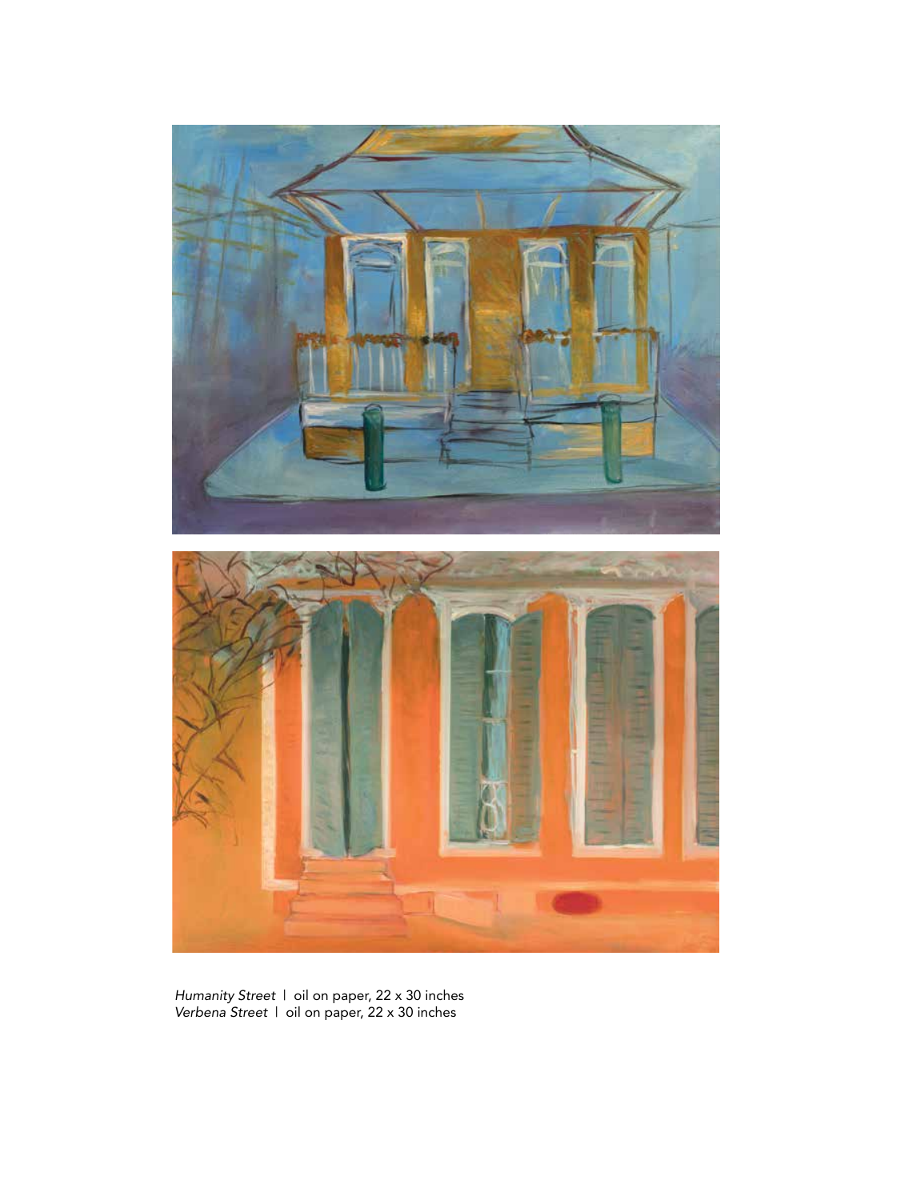*Humanity Street* | oil on paper, 22 x 30 inches
*Verbena Street* | oil on paper, 22 x 30 inches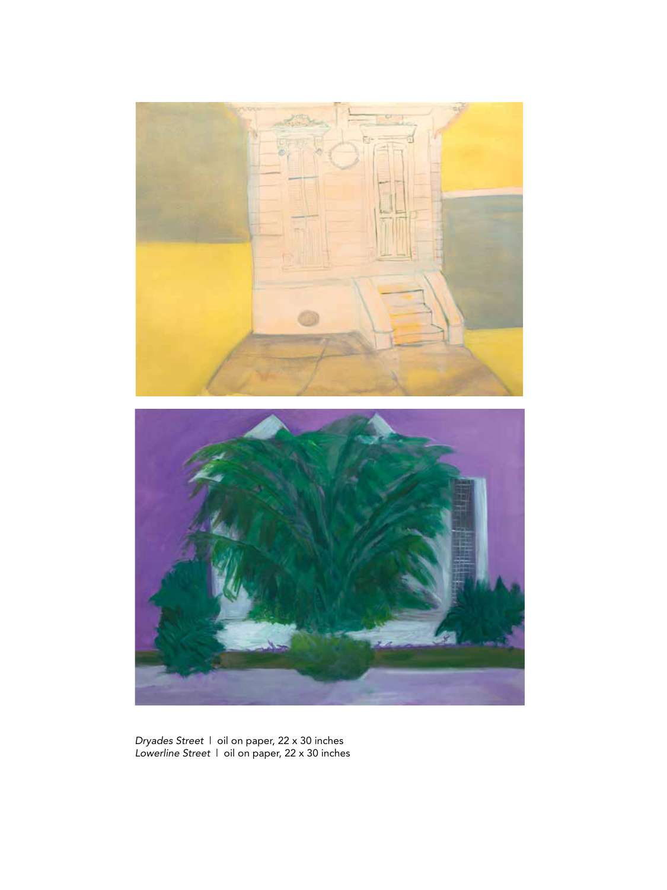*Dryades Street* | oil on paper, 22 x 30 inches
*Lowerline Street* | oil on paper, 22 x 30 inches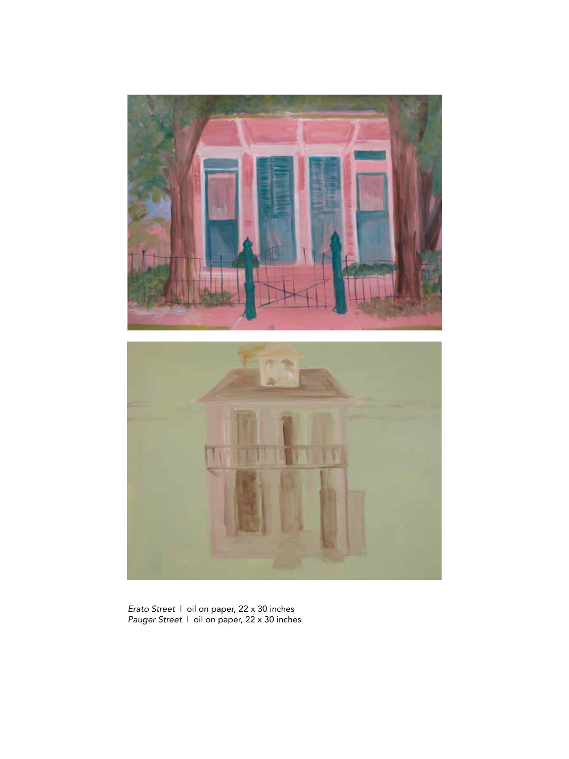*Erato Street* | oil on paper, 22 x 30 inches
*Pauger Street* | oil on paper, 22 x 30 inches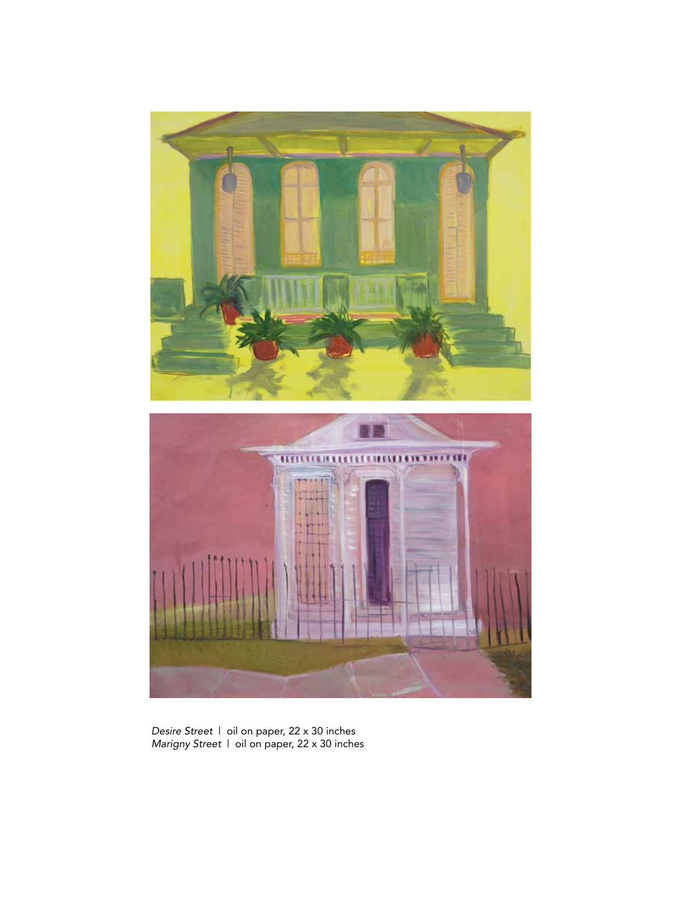*Desire Street* | oil on paper, 22 x 30 inches
*Marigny Street* | oil on paper, 22 x 30 inches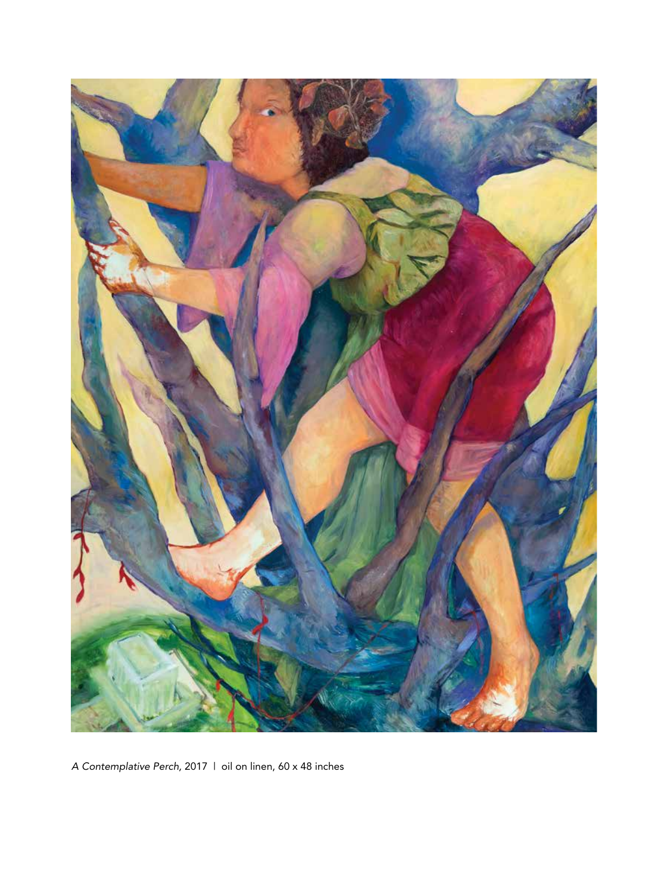*A Contemplative Perch*, 2017 | oil on linen, 60 x 48 inches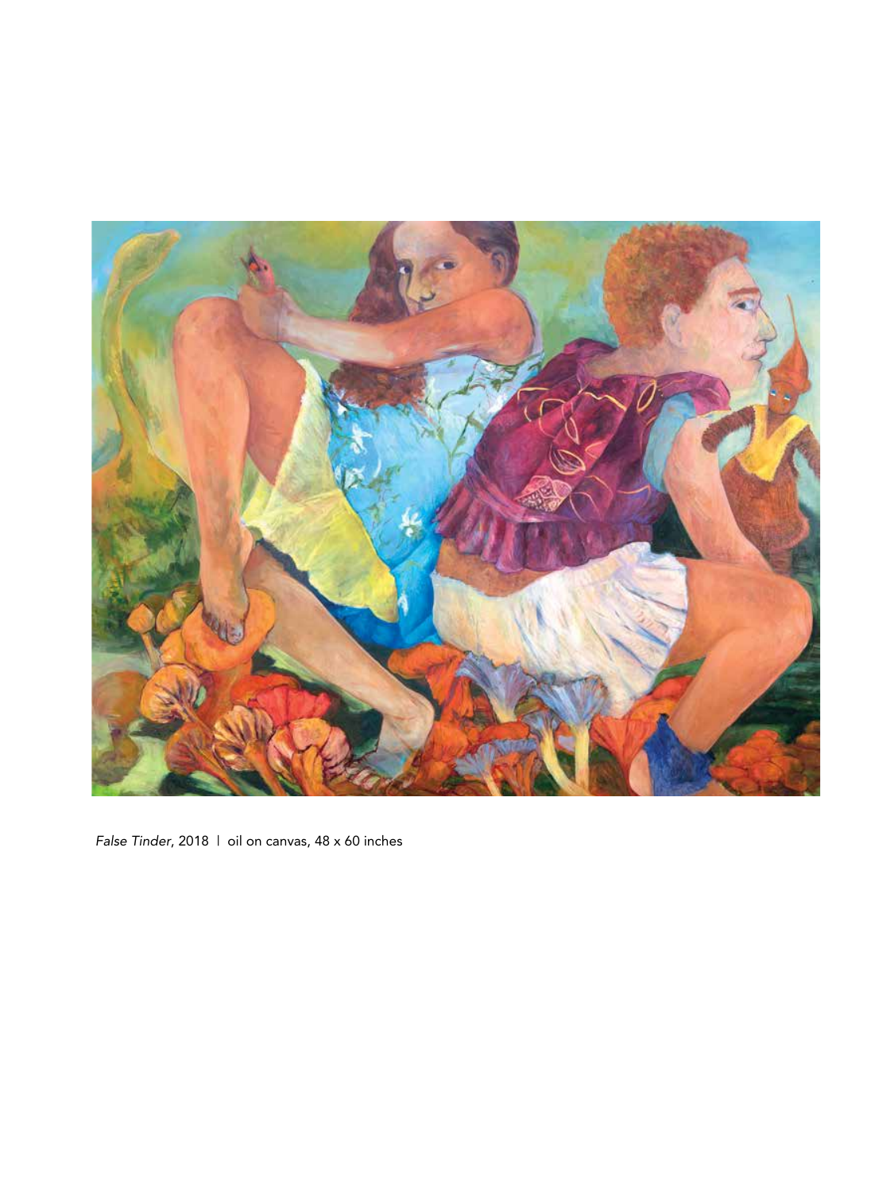*False Tinder*, 2018 | oil on canvas, 48 x 60 inches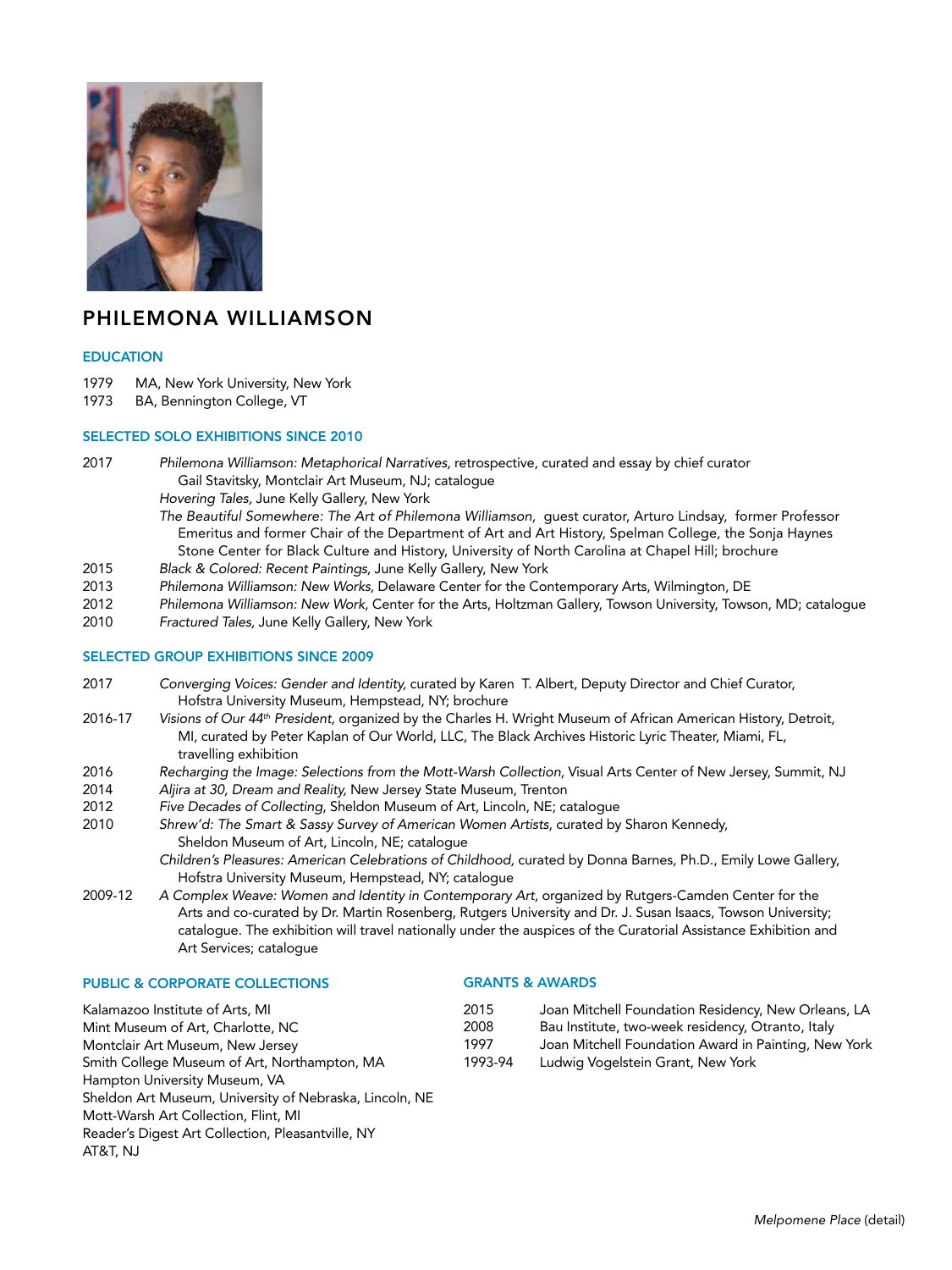# PHILEMONA WILLIAMSON

## EDUCATION

1979 MA, New York University, New York
1973 BA, Bennington College, VT

## SELECTED SOLO EXHIBITIONS SINCE 2010

2017 *Philemona Williamson: Metaphorical Narratives,* retrospective, curated and essay by chief curator Gail Stavitsky, Montclair Art Museum, NJ; catalogue
*Hovering Tales,* June Kelly Gallery, New York
*The Beautiful Somewhere: The Art of Philemona Williamson,* guest curator, Arturo Lindsay, former Professor Emeritus and former Chair of the Department of Art and Art History, Spelman College, the Sonja Haynes Stone Center for Black Culture and History, University of North Carolina at Chapel Hill; brochure
2015 *Black & Colored: Recent Paintings,* June Kelly Gallery, New York
2013 *Philemona Williamson: New Works,* Delaware Center for the Contemporary Arts, Wilmington, DE
2012 *Philemona Williamson: New Work,* Center for the Arts, Holtzman Gallery, Towson University, Towson, MD; catalogue
2010 *Fractured Tales,* June Kelly Gallery, New York

## SELECTED GROUP EXHIBITIONS SINCE 2009

2017 *Converging Voices: Gender and Identity,* curated by Karen T. Albert, Deputy Director and Chief Curator, Hofstra University Museum, Hempstead, NY; brochure
2016-17 *Visions of Our 44th President,* organized by the Charles H. Wright Museum of African American History, Detroit, MI, curated by Peter Kaplan of Our World, LLC, The Black Archives Historic Lyric Theater, Miami, FL, travelling exhibition
2016 *Recharging the Image: Selections from the Mott-Warsh Collection,* Visual Arts Center of New Jersey, Summit, NJ
2014 *Aljira at 30, Dream and Reality,* New Jersey State Museum, Trenton
2012 *Five Decades of Collecting,* Sheldon Museum of Art, Lincoln, NE; catalogue
2010 *Shrew'd: The Smart & Sassy Survey of American Women Artists,* curated by Sharon Kennedy, Sheldon Museum of Art, Lincoln, NE; catalogue
*Children's Pleasures: American Celebrations of Childhood,* curated by Donna Barnes, Ph.D., Emily Lowe Gallery, Hofstra University Museum, Hempstead, NY; catalogue
2009-12 *A Complex Weave: Women and Identity in Contemporary Art,* organized by Rutgers-Camden Center for the Arts and co-curated by Dr. Martin Rosenberg, Rutgers University and Dr. J. Susan Isaacs, Towson University; catalogue. The exhibition will travel nationally under the auspices of the Curatorial Assistance Exhibition and Art Services; catalogue

## PUBLIC & CORPORATE COLLECTIONS

Kalamazoo Institute of Arts, MI
Mint Museum of Art, Charlotte, NC
Montclair Art Museum, New Jersey
Smith College Museum of Art, Northampton, MA
Hampton University Museum, VA
Sheldon Art Museum, University of Nebraska, Lincoln, NE
Mott-Warsh Art Collection, Flint, MI
Reader's Digest Art Collection, Pleasantville, NY
AT&T, NJ

## GRANTS & AWARDS

2015 Joan Mitchell Foundation Residency, New Orleans, LA
2008 Bau Institute, two-week residency, Otranto, Italy
1997 Joan Mitchell Foundation Award in Painting, New York
1993-94 Ludwig Vogelstein Grant, New York

*Melpomene Place* (detail)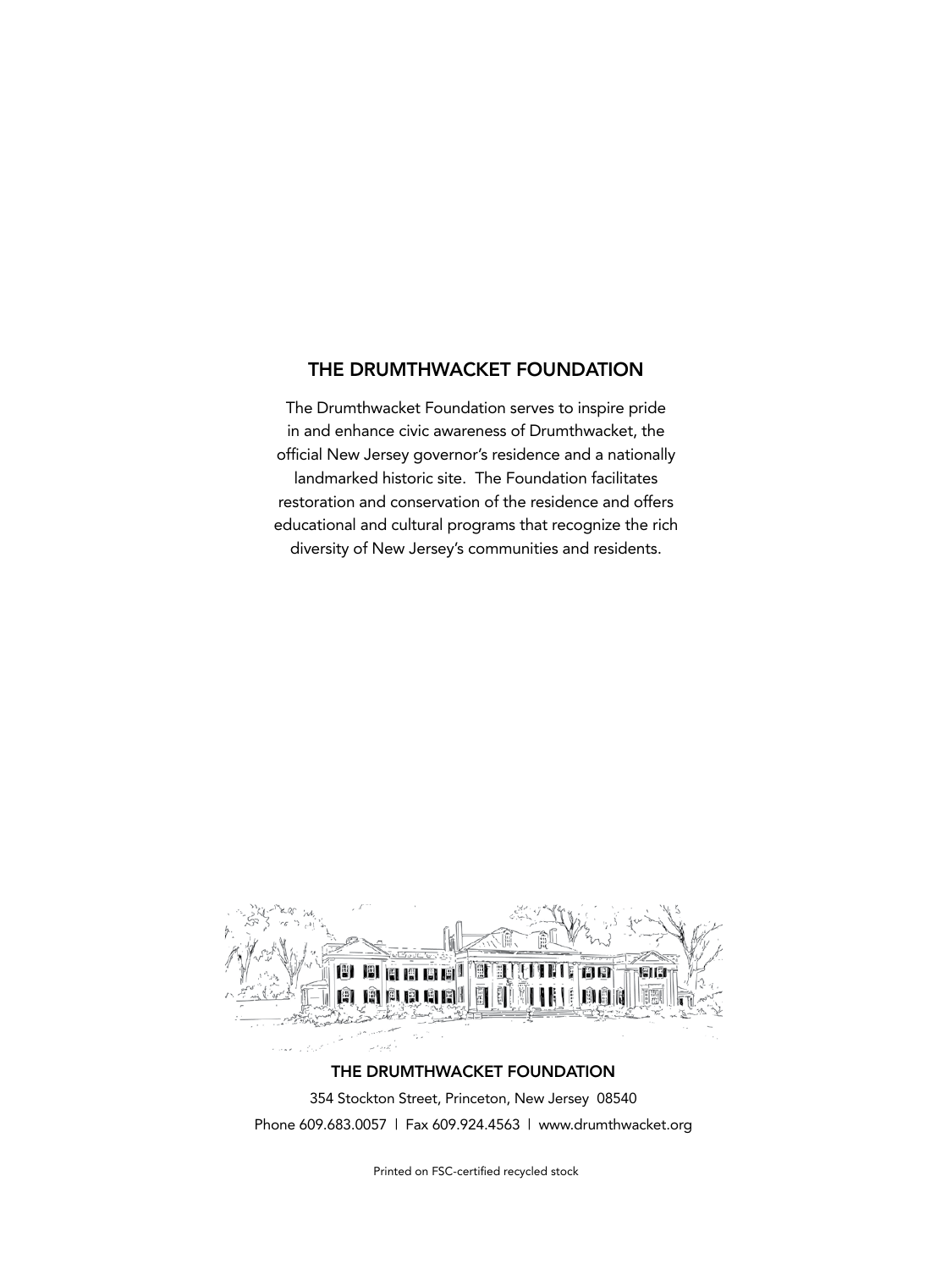## THE DRUMTHWACKET FOUNDATION

The Drumthwacket Foundation serves to inspire pride in and enhance civic awareness of Drumthwacket, the official New Jersey governor's residence and a nationally landmarked historic site. The Foundation facilitates restoration and conservation of the residence and offers educational and cultural programs that recognize the rich diversity of New Jersey's communities and residents.

**THE DRUMTHWACKET FOUNDATION**

354 Stockton Street, Princeton, New Jersey 08540

Phone 609.683.0057 | Fax 609.924.4563 | www.drumthwacket.org

Printed on FSC-certified recycled stock